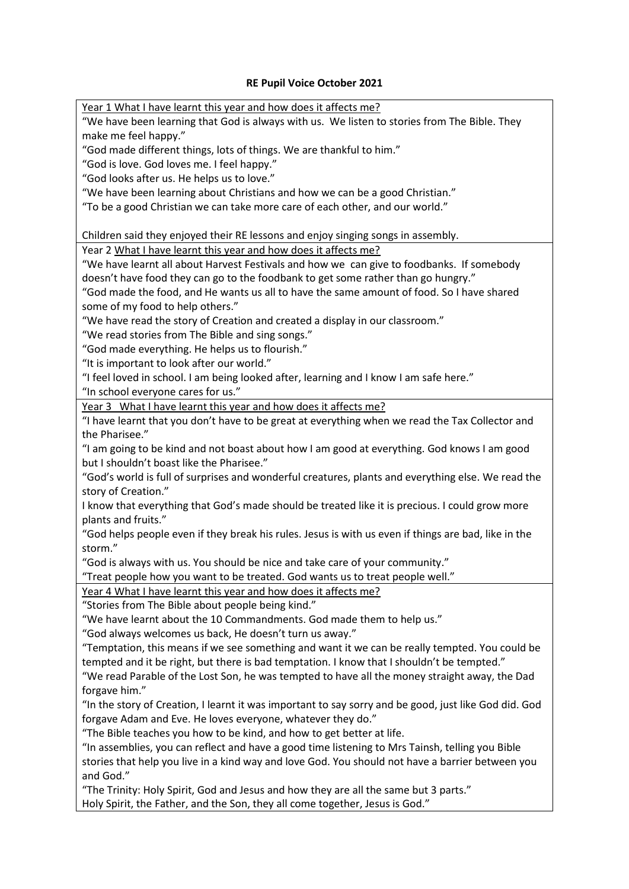**RE Pupil Voice October 2021**

| |
|---|
| Year 1 What I have learnt this year and how does it affects me?<br>"We have been learning that God is always with us. We listen to stories from The Bible. They make me feel happy."<br>"God made different things, lots of things. We are thankful to him."<br>"God is love. God loves me. I feel happy."<br>"God looks after us. He helps us to love."<br>"We have been learning about Christians and how we can be a good Christian."<br>"To be a good Christian we can take more care of each other, and our world."<br><br>Children said they enjoyed their RE lessons and enjoy singing songs in assembly. |
| Year 2 What I have learnt this year and how does it affects me?<br>"We have learnt all about Harvest Festivals and how we can give to foodbanks. If somebody doesn't have food they can go to the foodbank to get some rather than go hungry."<br>"God made the food, and He wants us all to have the same amount of food. So I have shared some of my food to help others."<br>"We have read the story of Creation and created a display in our classroom."<br>"We read stories from The Bible and sing songs."<br>"God made everything. He helps us to flourish."<br>"It is important to look after our world."<br>"I feel loved in school. I am being looked after, learning and I know I am safe here."<br>"In school everyone cares for us." |
| Year 3 What I have learnt this year and how does it affects me?<br>"I have learnt that you don't have to be great at everything when we read the Tax Collector and the Pharisee."<br>"I am going to be kind and not boast about how I am good at everything. God knows I am good but I shouldn't boast like the Pharisee."<br>"God's world is full of surprises and wonderful creatures, plants and everything else. We read the story of Creation."<br>I know that everything that God's made should be treated like it is precious. I could grow more plants and fruits."<br>"God helps people even if they break his rules. Jesus is with us even if things are bad, like in the storm."<br>"God is always with us. You should be nice and take care of your community."<br>"Treat people how you want to be treated. God wants us to treat people well." |
| Year 4 What I have learnt this year and how does it affects me?<br>"Stories from The Bible about people being kind."<br>"We have learnt about the 10 Commandments. God made them to help us."<br>"God always welcomes us back, He doesn't turn us away."<br>"Temptation, this means if we see something and want it we can be really tempted. You could be tempted and it be right, but there is bad temptation. I know that I shouldn't be tempted."<br>"We read Parable of the Lost Son, he was tempted to have all the money straight away, the Dad forgave him."<br>"In the story of Creation, I learnt it was important to say sorry and be good, just like God did. God forgave Adam and Eve. He loves everyone, whatever they do."<br>"The Bible teaches you how to be kind, and how to get better at life.<br>"In assemblies, you can reflect and have a good time listening to Mrs Tainsh, telling you Bible stories that help you live in a kind way and love God. You should not have a barrier between you and God."<br>"The Trinity: Holy Spirit, God and Jesus and how they are all the same but 3 parts."<br>Holy Spirit, the Father, and the Son, they all come together, Jesus is God." |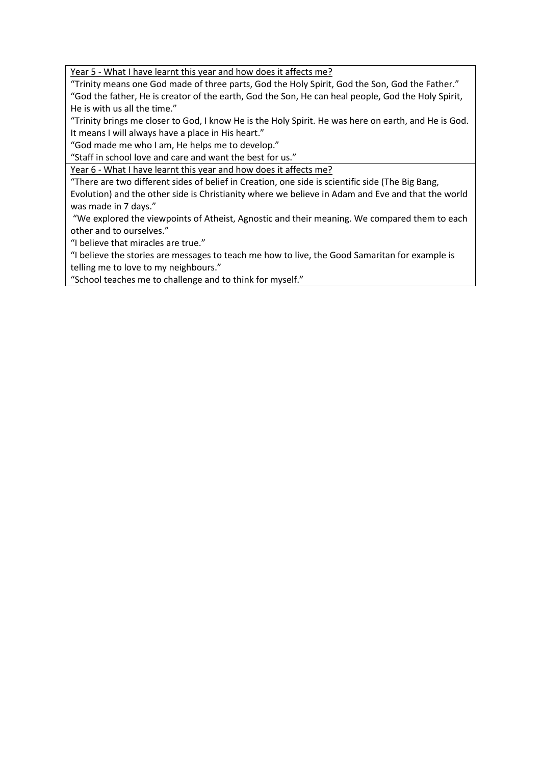<u>Year 5 - What I have learnt this year and how does it affects me?</u>

"Trinity means one God made of three parts, God the Holy Spirit, God the Son, God the Father."

"God the father, He is creator of the earth, God the Son, He can heal people, God the Holy Spirit, He is with us all the time."

"Trinity brings me closer to God, I know He is the Holy Spirit. He was here on earth, and He is God. It means I will always have a place in His heart."

"God made me who I am, He helps me to develop."

"Staff in school love and care and want the best for us."

<u>Year 6 - What I have learnt this year and how does it affects me?</u>

"There are two different sides of belief in Creation, one side is scientific side (The Big Bang, Evolution) and the other side is Christianity where we believe in Adam and Eve and that the world was made in 7 days."

"We explored the viewpoints of Atheist, Agnostic and their meaning. We compared them to each other and to ourselves."

"I believe that miracles are true."

"I believe the stories are messages to teach me how to live, the Good Samaritan for example is telling me to love to my neighbours."

"School teaches me to challenge and to think for myself."